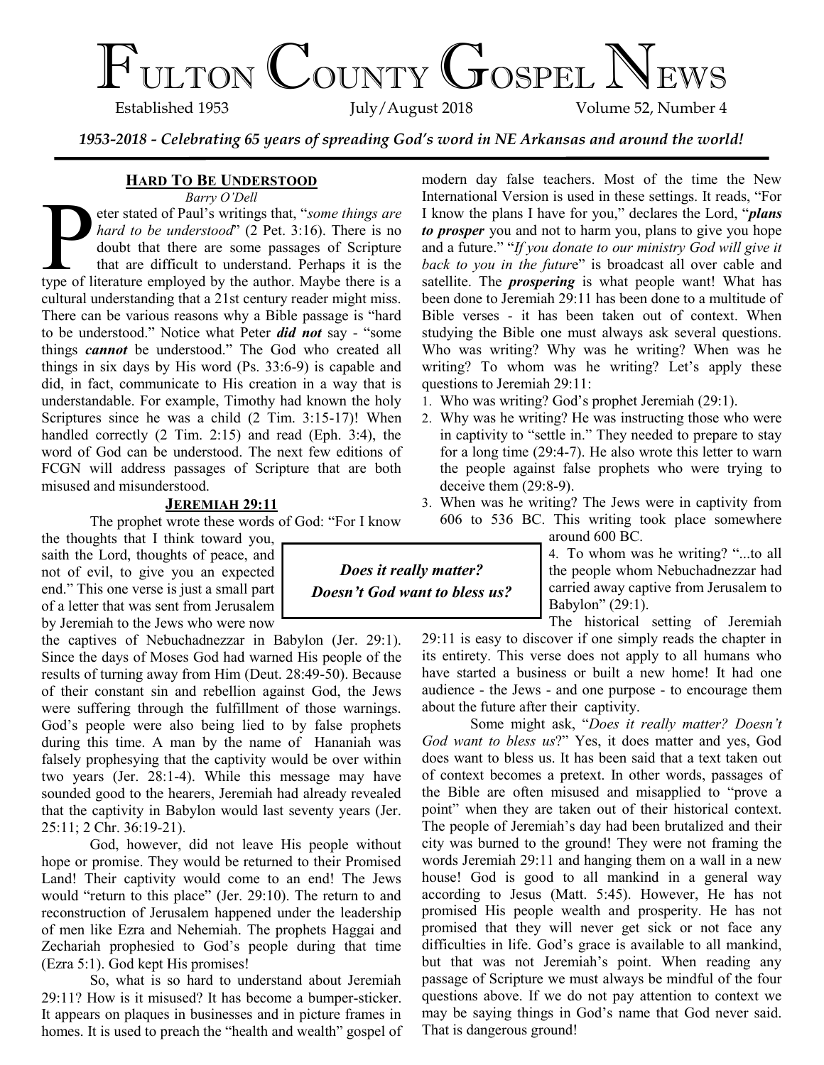# Fulton County Gospel News

Established 1953 July/August 2018 Volume 52, Number 4

***1953-2018 - Celebrating 65 years of spreading God's word in NE Arkansas and around the world!***

## Hard To Be Understood

*Barry O'Dell*

Peter stated of Paul's writings that, "*some things are hard to be understood*" (2 Pet. 3:16). There is no doubt that there are some passages of Scripture that are difficult to understand. Perhaps it is the type of literature employed by the author. Maybe there is a cultural understanding that a 21st century reader might miss. There can be various reasons why a Bible passage is "hard to be understood." Notice what Peter ***did not*** say - "some things ***cannot*** be understood." The God who created all things in six days by His word (Ps. 33:6-9) is capable and did, in fact, communicate to His creation in a way that is understandable. For example, Timothy had known the holy Scriptures since he was a child (2 Tim. 3:15-17)! When handled correctly (2 Tim. 2:15) and read (Eph. 3:4), the word of God can be understood. The next few editions of FCGN will address passages of Scripture that are both misused and misunderstood.

### Jeremiah 29:11

The prophet wrote these words of God: "For I know the thoughts that I think toward you, saith the Lord, thoughts of peace, and not of evil, to give you an expected end." This one verse is just a small part of a letter that was sent from Jerusalem by Jeremiah to the Jews who were now the captives of Nebuchadnezzar in Babylon (Jer. 29:1). Since the days of Moses God had warned His people of the results of turning away from Him (Deut. 28:49-50). Because of their constant sin and rebellion against God, the Jews were suffering through the fulfillment of those warnings. God's people were also being lied to by false prophets during this time. A man by the name of Hananiah was falsely prophesying that the captivity would be over within two years (Jer. 28:1-4). While this message may have sounded good to the hearers, Jeremiah had already revealed that the captivity in Babylon would last seventy years (Jer. 25:11; 2 Chr. 36:19-21).

God, however, did not leave His people without hope or promise. They would be returned to their Promised Land! Their captivity would come to an end! The Jews would "return to this place" (Jer. 29:10). The return to and reconstruction of Jerusalem happened under the leadership of men like Ezra and Nehemiah. The prophets Haggai and Zechariah prophesied to God's people during that time (Ezra 5:1). God kept His promises!

So, what is so hard to understand about Jeremiah 29:11? How is it misused? It has become a bumper-sticker. It appears on plaques in businesses and in picture frames in homes. It is used to preach the "health and wealth" gospel of modern day false teachers. Most of the time the New International Version is used in these settings. It reads, "For I know the plans I have for you," declares the Lord, "***plans to prosper*** you and not to harm you, plans to give you hope and a future." "*If you donate to our ministry God will give it back to you in the future*" is broadcast all over cable and satellite. The ***prospering*** is what people want! What has been done to Jeremiah 29:11 has been done to a multitude of Bible verses - it has been taken out of context. When studying the Bible one must always ask several questions. Who was writing? Why was he writing? When was he writing? To whom was he writing? Let's apply these questions to Jeremiah 29:11:

1. Who was writing? God's prophet Jeremiah (29:1).
2. Why was he writing? He was instructing those who were in captivity to "settle in." They needed to prepare to stay for a long time (29:4-7). He also wrote this letter to warn the people against false prophets who were trying to deceive them (29:8-9).
3. When was he writing? The Jews were in captivity from 606 to 536 BC. This writing took place somewhere around 600 BC.
4. To whom was he writing? "...to all the people whom Nebuchadnezzar had carried away captive from Jerusalem to Babylon" (29:1).

> ***Does it really matter? Doesn't God want to bless us?***

The historical setting of Jeremiah 29:11 is easy to discover if one simply reads the chapter in its entirety. This verse does not apply to all humans who have started a business or built a new home! It had one audience - the Jews - and one purpose - to encourage them about the future after their captivity.

Some might ask, "*Does it really matter? Doesn't God want to bless us*?" Yes, it does matter and yes, God does want to bless us. It has been said that a text taken out of context becomes a pretext. In other words, passages of the Bible are often misused and misapplied to "prove a point" when they are taken out of their historical context. The people of Jeremiah's day had been brutalized and their city was burned to the ground! They were not framing the words Jeremiah 29:11 and hanging them on a wall in a new house! God is good to all mankind in a general way according to Jesus (Matt. 5:45). However, He has not promised His people wealth and prosperity. He has not promised that they will never get sick or not face any difficulties in life. God's grace is available to all mankind, but that was not Jeremiah's point. When reading any passage of Scripture we must always be mindful of the four questions above. If we do not pay attention to context we may be saying things in God's name that God never said. That is dangerous ground!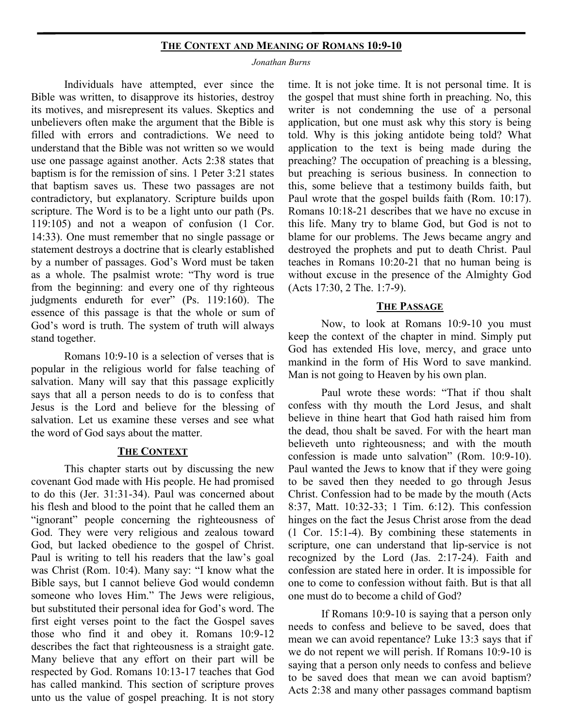## The Context and Meaning of Romans 10:9-10

*Jonathan Burns*

Individuals have attempted, ever since the Bible was written, to disapprove its histories, destroy its motives, and misrepresent its values. Skeptics and unbelievers often make the argument that the Bible is filled with errors and contradictions. We need to understand that the Bible was not written so we would use one passage against another. Acts 2:38 states that baptism is for the remission of sins. 1 Peter 3:21 states that baptism saves us. These two passages are not contradictory, but explanatory. Scripture builds upon scripture. The Word is to be a light unto our path (Ps. 119:105) and not a weapon of confusion (1 Cor. 14:33). One must remember that no single passage or statement destroys a doctrine that is clearly established by a number of passages. God's Word must be taken as a whole. The psalmist wrote: "Thy word is true from the beginning: and every one of thy righteous judgments endureth for ever" (Ps. 119:160). The essence of this passage is that the whole or sum of God's word is truth. The system of truth will always stand together.

Romans 10:9-10 is a selection of verses that is popular in the religious world for false teaching of salvation. Many will say that this passage explicitly says that all a person needs to do is to confess that Jesus is the Lord and believe for the blessing of salvation. Let us examine these verses and see what the word of God says about the matter.

### The Context

This chapter starts out by discussing the new covenant God made with His people. He had promised to do this (Jer. 31:31-34). Paul was concerned about his flesh and blood to the point that he called them an "ignorant" people concerning the righteousness of God. They were very religious and zealous toward God, but lacked obedience to the gospel of Christ. Paul is writing to tell his readers that the law's goal was Christ (Rom. 10:4). Many say: "I know what the Bible says, but I cannot believe God would condemn someone who loves Him." The Jews were religious, but substituted their personal idea for God's word. The first eight verses point to the fact the Gospel saves those who find it and obey it. Romans 10:9-12 describes the fact that righteousness is a straight gate. Many believe that any effort on their part will be respected by God. Romans 10:13-17 teaches that God has called mankind. This section of scripture proves unto us the value of gospel preaching. It is not story time. It is not joke time. It is not personal time. It is the gospel that must shine forth in preaching. No, this writer is not condemning the use of a personal application, but one must ask why this story is being told. Why is this joking antidote being told? What application to the text is being made during the preaching? The occupation of preaching is a blessing, but preaching is serious business. In connection to this, some believe that a testimony builds faith, but Paul wrote that the gospel builds faith (Rom. 10:17). Romans 10:18-21 describes that we have no excuse in this life. Many try to blame God, but God is not to blame for our problems. The Jews became angry and destroyed the prophets and put to death Christ. Paul teaches in Romans 10:20-21 that no human being is without excuse in the presence of the Almighty God (Acts 17:30, 2 The. 1:7-9).

### The Passage

Now, to look at Romans 10:9-10 you must keep the context of the chapter in mind. Simply put God has extended His love, mercy, and grace unto mankind in the form of His Word to save mankind. Man is not going to Heaven by his own plan.

Paul wrote these words: "That if thou shalt confess with thy mouth the Lord Jesus, and shalt believe in thine heart that God hath raised him from the dead, thou shalt be saved. For with the heart man believeth unto righteousness; and with the mouth confession is made unto salvation" (Rom. 10:9-10). Paul wanted the Jews to know that if they were going to be saved then they needed to go through Jesus Christ. Confession had to be made by the mouth (Acts 8:37, Matt. 10:32-33; 1 Tim. 6:12). This confession hinges on the fact the Jesus Christ arose from the dead (1 Cor. 15:1-4). By combining these statements in scripture, one can understand that lip-service is not recognized by the Lord (Jas. 2:17-24). Faith and confession are stated here in order. It is impossible for one to come to confession without faith. But is that all one must do to become a child of God?

If Romans 10:9-10 is saying that a person only needs to confess and believe to be saved, does that mean we can avoid repentance? Luke 13:3 says that if we do not repent we will perish. If Romans 10:9-10 is saying that a person only needs to confess and believe to be saved does that mean we can avoid baptism? Acts 2:38 and many other passages command baptism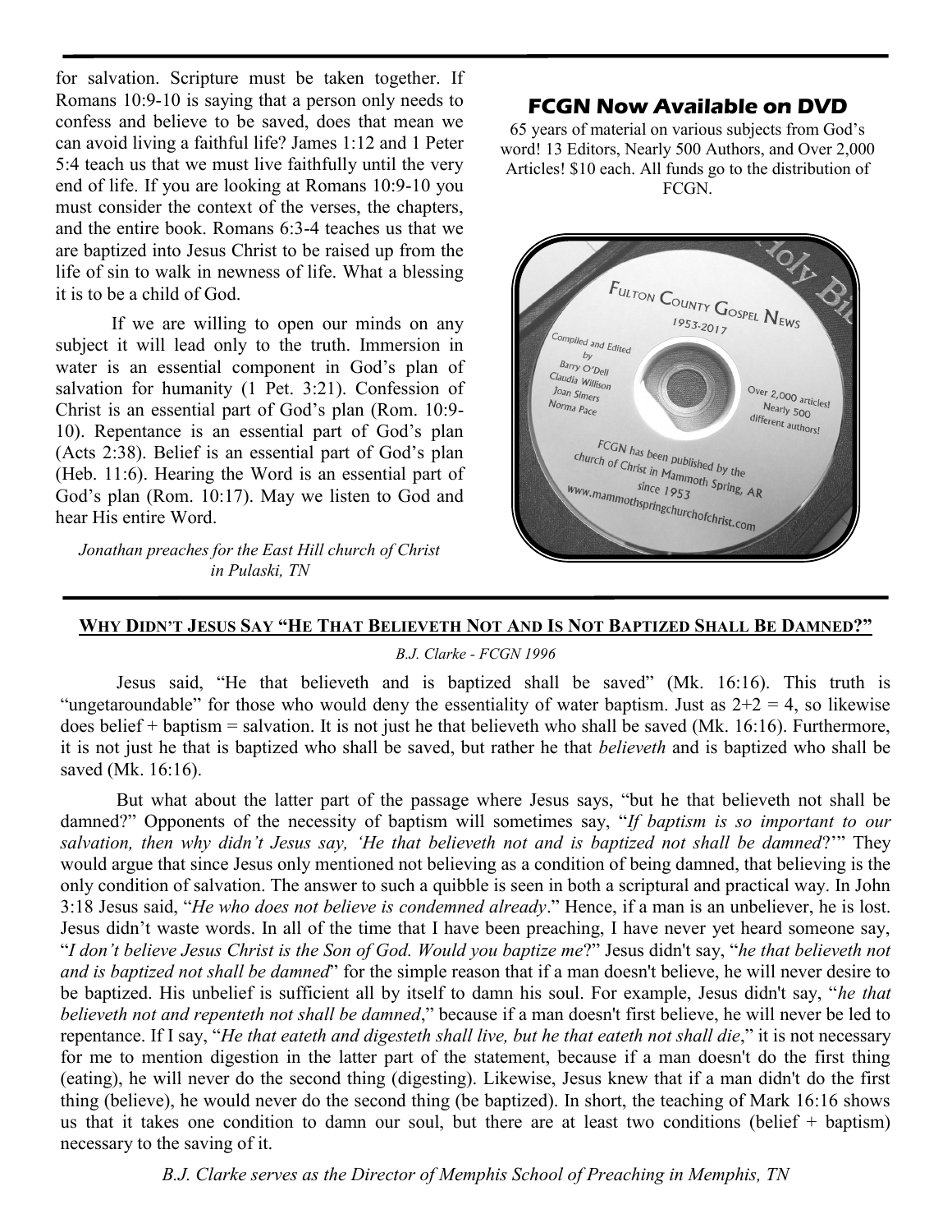for salvation. Scripture must be taken together. If Romans 10:9-10 is saying that a person only needs to confess and believe to be saved, does that mean we can avoid living a faithful life? James 1:12 and 1 Peter 5:4 teach us that we must live faithfully until the very end of life. If you are looking at Romans 10:9-10 you must consider the context of the verses, the chapters, and the entire book. Romans 6:3-4 teaches us that we are baptized into Jesus Christ to be raised up from the life of sin to walk in newness of life. What a blessing it is to be a child of God.

If we are willing to open our minds on any subject it will lead only to the truth. Immersion in water is an essential component in God's plan of salvation for humanity (1 Pet. 3:21). Confession of Christ is an essential part of God's plan (Rom. 10:9-10). Repentance is an essential part of God's plan (Acts 2:38). Belief is an essential part of God's plan (Heb. 11:6). Hearing the Word is an essential part of God's plan (Rom. 10:17). May we listen to God and hear His entire Word.

*Jonathan preaches for the East Hill church of Christ in Pulaski, TN*

## FCGN Now Available on DVD

65 years of material on various subjects from God's word! 13 Editors, Nearly 500 Authors, and Over 2,000 Articles! $10 each. All funds go to the distribution of FCGN.

## Why Didn't Jesus Say "He That Believeth Not And Is Not Baptized Shall Be Damned?"

*B.J. Clarke - FCGN 1996*

Jesus said, "He that believeth and is baptized shall be saved" (Mk. 16:16). This truth is "ungetaroundable" for those who would deny the essentiality of water baptism. Just as 2+2 = 4, so likewise does belief + baptism = salvation. It is not just he that believeth who shall be saved (Mk. 16:16). Furthermore, it is not just he that is baptized who shall be saved, but rather he that *believeth* and is baptized who shall be saved (Mk. 16:16).

But what about the latter part of the passage where Jesus says, "but he that believeth not shall be damned?" Opponents of the necessity of baptism will sometimes say, "*If baptism is so important to our salvation, then why didn't Jesus say, 'He that believeth not and is baptized not shall be damned*?'" They would argue that since Jesus only mentioned not believing as a condition of being damned, that believing is the only condition of salvation. The answer to such a quibble is seen in both a scriptural and practical way. In John 3:18 Jesus said, "*He who does not believe is condemned already*." Hence, if a man is an unbeliever, he is lost. Jesus didn't waste words. In all of the time that I have been preaching, I have never yet heard someone say, "*I don't believe Jesus Christ is the Son of God. Would you baptize me*?" Jesus didn't say, "*he that believeth not and is baptized not shall be damned*" for the simple reason that if a man doesn't believe, he will never desire to be baptized. His unbelief is sufficient all by itself to damn his soul. For example, Jesus didn't say, "*he that believeth not and repenteth not shall be damned*," because if a man doesn't first believe, he will never be led to repentance. If I say, "*He that eateth and digesteth shall live, but he that eateth not shall die*," it is not necessary for me to mention digestion in the latter part of the statement, because if a man doesn't do the first thing (eating), he will never do the second thing (digesting). Likewise, Jesus knew that if a man didn't do the first thing (believe), he would never do the second thing (be baptized). In short, the teaching of Mark 16:16 shows us that it takes one condition to damn our soul, but there are at least two conditions (belief + baptism) necessary to the saving of it.

*B.J. Clarke serves as the Director of Memphis School of Preaching in Memphis, TN*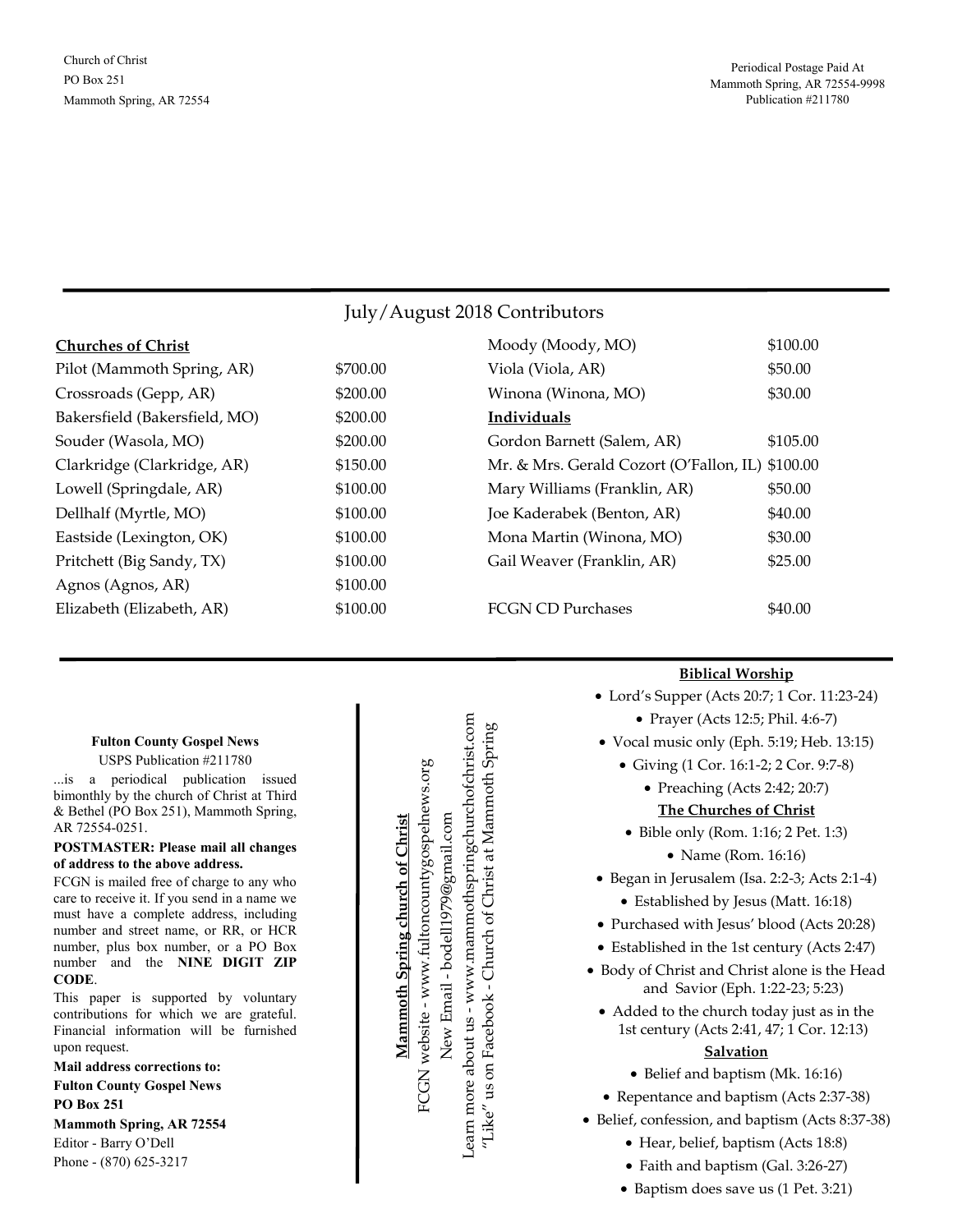Church of Christ
PO Box 251
Mammoth Spring, AR 72554

Periodical Postage Paid At
Mammoth Spring, AR 72554-9998
Publication #211780

## July/August 2018 Contributors

| | |
|---|---|
| **Churches of Christ** | |
| Pilot (Mammoth Spring, AR) | $700.00 |
| Crossroads (Gepp, AR) | $200.00 |
| Bakersfield (Bakersfield, MO) | $200.00 |
| Souder (Wasola, MO) | $200.00 |
| Clarkridge (Clarkridge, AR) | $150.00 |
| Lowell (Springdale, AR) | $100.00 |
| Dellhalf (Myrtle, MO) | $100.00 |
| Eastside (Lexington, OK) | $100.00 |
| Pritchett (Big Sandy, TX) | $100.00 |
| Agnos (Agnos, AR) | $100.00 |
| Elizabeth (Elizabeth, AR) | $100.00 |
| Moody (Moody, MO) | $100.00 |
| Viola (Viola, AR) | $50.00 |
| Winona (Winona, MO) | $30.00 |
| **Individuals** | |
| Gordon Barnett (Salem, AR) | $105.00 |
| Mr. & Mrs. Gerald Cozort (O'Fallon, IL) | $100.00 |
| Mary Williams (Franklin, AR) | $50.00 |
| Joe Kaderabek (Benton, AR) | $40.00 |
| Mona Martin (Winona, MO) | $30.00 |
| Gail Weaver (Franklin, AR) | $25.00 |
| FCGN CD Purchases | $40.00 |

**Fulton County Gospel News**
USPS Publication #211780

...is a periodical publication issued bimonthly by the church of Christ at Third & Bethel (PO Box 251), Mammoth Spring, AR 72554-0251.

**POSTMASTER: Please mail all changes of address to the above address.**

FCGN is mailed free of charge to any who care to receive it. If you send in a name we must have a complete address, including number and street name, or RR, or HCR number, plus box number, or a PO Box number and the **NINE DIGIT ZIP CODE**.

This paper is supported by voluntary contributions for which we are grateful. Financial information will be furnished upon request.

**Mail address corrections to:**
**Fulton County Gospel News**
**PO Box 251**
**Mammoth Spring, AR 72554**
Editor - Barry O'Dell
Phone - (870) 625-3217

**Mammoth Spring church of Christ**
FCGN website - www.fultoncountygospelnews.org
New Email - bodell1979@gmail.com
Learn more about us - www.mammothspringchurchofchrist.com
"Like" us on Facebook - Church of Christ at Mammoth Spring

**Biblical Worship**

- Lord's Supper (Acts 20:7; 1 Cor. 11:23-24)
- Prayer (Acts 12:5; Phil. 4:6-7)
- Vocal music only (Eph. 5:19; Heb. 13:15)
- Giving (1 Cor. 16:1-2; 2 Cor. 9:7-8)
- Preaching (Acts 2:42; 20:7)

**The Churches of Christ**

- Bible only (Rom. 1:16; 2 Pet. 1:3)
- Name (Rom. 16:16)
- Began in Jerusalem (Isa. 2:2-3; Acts 2:1-4)
- Established by Jesus (Matt. 16:18)
- Purchased with Jesus' blood (Acts 20:28)
- Established in the 1st century (Acts 2:47)
- Body of Christ and Christ alone is the Head and Savior (Eph. 1:22-23; 5:23)
- Added to the church today just as in the 1st century (Acts 2:41, 47; 1 Cor. 12:13)

**Salvation**

- Belief and baptism (Mk. 16:16)
- Repentance and baptism (Acts 2:37-38)
- Belief, confession, and baptism (Acts 8:37-38)
- Hear, belief, baptism (Acts 18:8)
- Faith and baptism (Gal. 3:26-27)
- Baptism does save us (1 Pet. 3:21)